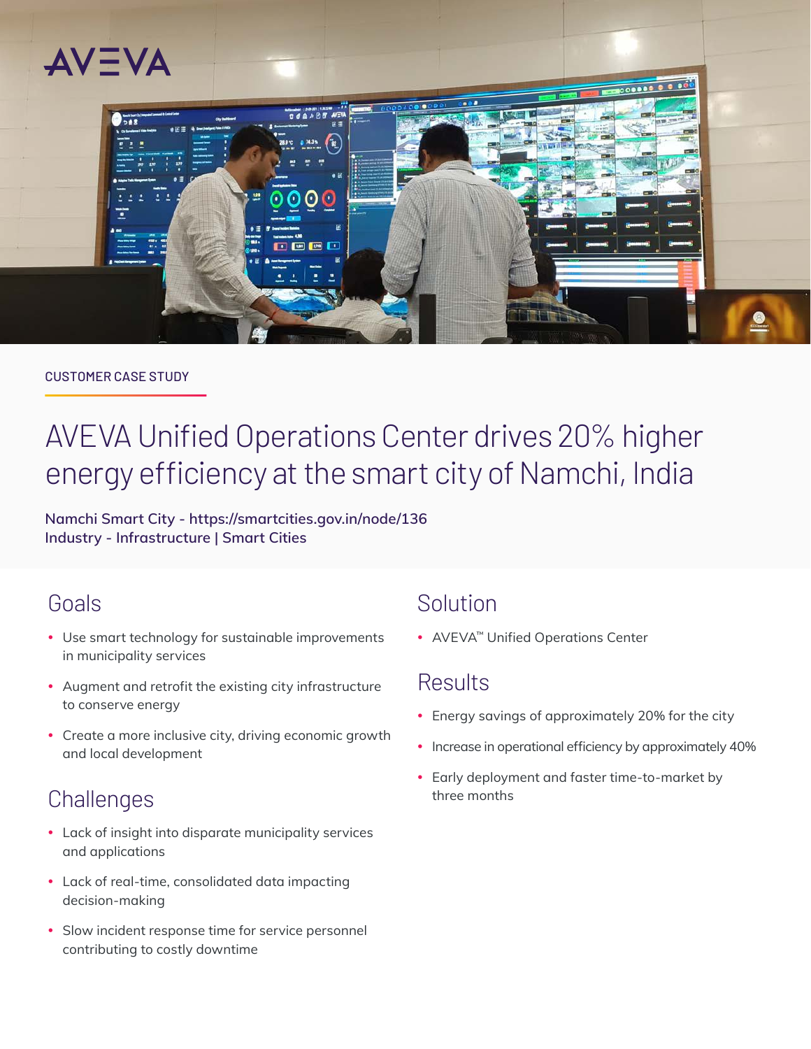CUSTOMER CASE STUDY

# AVEVA Unified Operations Center drives 20% higher energy efficiency at the smart city of Namchi, India

**Namchi Smart City - https://smartcities.gov.in/node/136**
**Industry - Infrastructure | Smart Cities**

## Goals

- Use smart technology for sustainable improvements in municipality services
- Augment and retrofit the existing city infrastructure to conserve energy
- Create a more inclusive city, driving economic growth and local development

## Challenges

- Lack of insight into disparate municipality services and applications
- Lack of real-time, consolidated data impacting decision-making
- Slow incident response time for service personnel contributing to costly downtime

## Solution

- AVEVA™ Unified Operations Center

## Results

- Energy savings of approximately 20% for the city
- Increase in operational efficiency by approximately 40%
- Early deployment and faster time-to-market by three months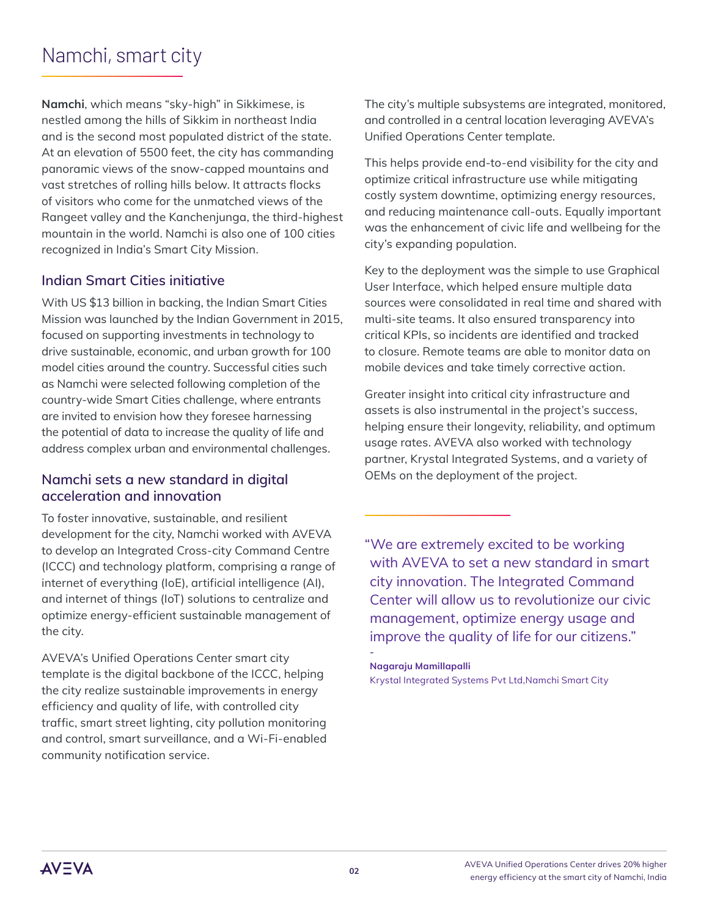# Namchi, smart city

**Namchi**, which means "sky-high" in Sikkimese, is nestled among the hills of Sikkim in northeast India and is the second most populated district of the state. At an elevation of 5500 feet, the city has commanding panoramic views of the snow-capped mountains and vast stretches of rolling hills below. It attracts flocks of visitors who come for the unmatched views of the Rangeet valley and the Kanchenjunga, the third-highest mountain in the world. Namchi is also one of 100 cities recognized in India's Smart City Mission.

## Indian Smart Cities initiative

With US $13 billion in backing, the Indian Smart Cities Mission was launched by the Indian Government in 2015, focused on supporting investments in technology to drive sustainable, economic, and urban growth for 100 model cities around the country. Successful cities such as Namchi were selected following completion of the country-wide Smart Cities challenge, where entrants are invited to envision how they foresee harnessing the potential of data to increase the quality of life and address complex urban and environmental challenges.

## Namchi sets a new standard in digital acceleration and innovation

To foster innovative, sustainable, and resilient development for the city, Namchi worked with AVEVA to develop an Integrated Cross-city Command Centre (ICCC) and technology platform, comprising a range of internet of everything (IoE), artificial intelligence (AI), and internet of things (IoT) solutions to centralize and optimize energy-efficient sustainable management of the city.

AVEVA's Unified Operations Center smart city template is the digital backbone of the ICCC, helping the city realize sustainable improvements in energy efficiency and quality of life, with controlled city traffic, smart street lighting, city pollution monitoring and control, smart surveillance, and a Wi-Fi-enabled community notification service.

The city's multiple subsystems are integrated, monitored, and controlled in a central location leveraging AVEVA's Unified Operations Center template.

This helps provide end-to-end visibility for the city and optimize critical infrastructure use while mitigating costly system downtime, optimizing energy resources, and reducing maintenance call-outs. Equally important was the enhancement of civic life and wellbeing for the city's expanding population.

Key to the deployment was the simple to use Graphical User Interface, which helped ensure multiple data sources were consolidated in real time and shared with multi-site teams. It also ensured transparency into critical KPIs, so incidents are identified and tracked to closure. Remote teams are able to monitor data on mobile devices and take timely corrective action.

Greater insight into critical city infrastructure and assets is also instrumental in the project's success, helping ensure their longevity, reliability, and optimum usage rates. AVEVA also worked with technology partner, Krystal Integrated Systems, and a variety of OEMs on the deployment of the project.

> "We are extremely excited to be working with AVEVA to set a new standard in smart city innovation. The Integrated Command Center will allow us to revolutionize our civic management, optimize energy usage and improve the quality of life for our citizens."
>
> \-
>
> **Nagaraju Mamillapalli**
> Krystal Integrated Systems Pvt Ltd,Namchi Smart City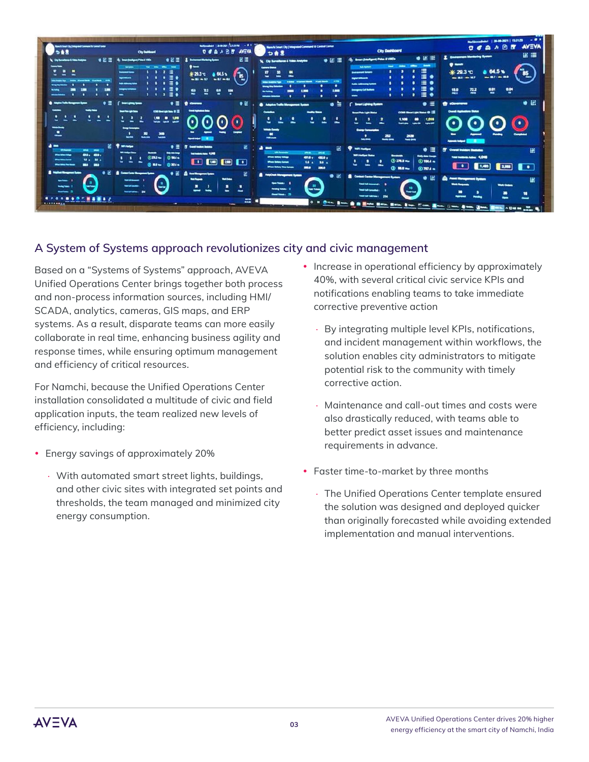## A System of Systems approach revolutionizes city and civic management

Based on a "Systems of Systems" approach, AVEVA Unified Operations Center brings together both process and non-process information sources, including HMI/SCADA, analytics, cameras, GIS maps, and ERP systems. As a result, disparate teams can more easily collaborate in real time, enhancing business agility and response times, while ensuring optimum management and efficiency of critical resources.

For Namchi, because the Unified Operations Center installation consolidated a multitude of civic and field application inputs, the team realized new levels of efficiency, including:

- Energy savings of approximately 20%
  - With automated smart street lights, buildings, and other civic sites with integrated set points and thresholds, the team managed and minimized city energy consumption.
- Increase in operational efficiency by approximately 40%, with several critical civic service KPIs and notifications enabling teams to take immediate corrective preventive action
  - By integrating multiple level KPIs, notifications, and incident management within workflows, the solution enables city administrators to mitigate potential risk to the community with timely corrective action.
  - Maintenance and call-out times and costs were also drastically reduced, with teams able to better predict asset issues and maintenance requirements in advance.
- Faster time-to-market by three months
  - The Unified Operations Center template ensured the solution was designed and deployed quicker than originally forecasted while avoiding extended implementation and manual interventions.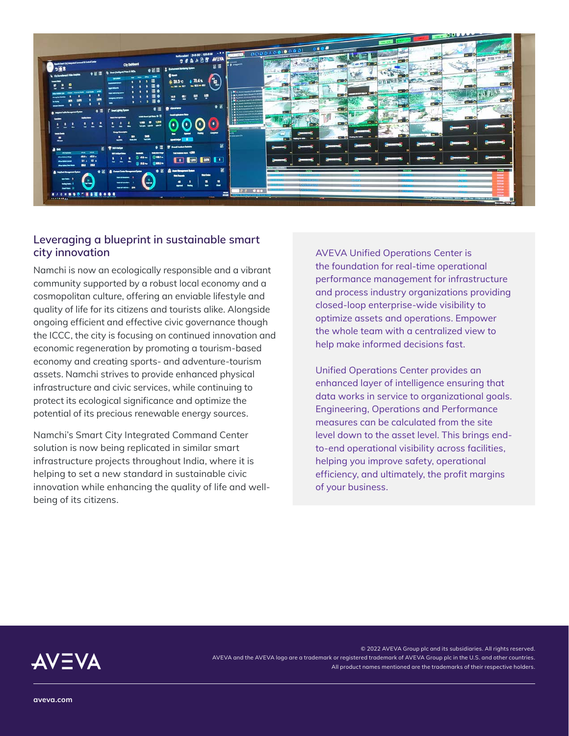## Leveraging a blueprint in sustainable smart city innovation

Namchi is now an ecologically responsible and a vibrant community supported by a robust local economy and a cosmopolitan culture, offering an enviable lifestyle and quality of life for its citizens and tourists alike. Alongside ongoing efficient and effective civic governance though the ICCC, the city is focusing on continued innovation and economic regeneration by promoting a tourism-based economy and creating sports- and adventure-tourism assets. Namchi strives to provide enhanced physical infrastructure and civic services, while continuing to protect its ecological significance and optimize the potential of its precious renewable energy sources.

Namchi's Smart City Integrated Command Center solution is now being replicated in similar smart infrastructure projects throughout India, where it is helping to set a new standard in sustainable civic innovation while enhancing the quality of life and well-being of its citizens.

AVEVA Unified Operations Center is the foundation for real-time operational performance management for infrastructure and process industry organizations providing closed-loop enterprise-wide visibility to optimize assets and operations. Empower the whole team with a centralized view to help make informed decisions fast.

Unified Operations Center provides an enhanced layer of intelligence ensuring that data works in service to organizational goals. Engineering, Operations and Performance measures can be calculated from the site level down to the asset level. This brings end-to-end operational visibility across facilities, helping you improve safety, operational efficiency, and ultimately, the profit margins of your business.

AVEVA

© 2022 AVEVA Group plc and its subsidiaries. All rights reserved.
AVEVA and the AVEVA logo are a trademark or registered trademark of AVEVA Group plc in the U.S. and other countries.
All product names mentioned are the trademarks of their respective holders.

aveva.com